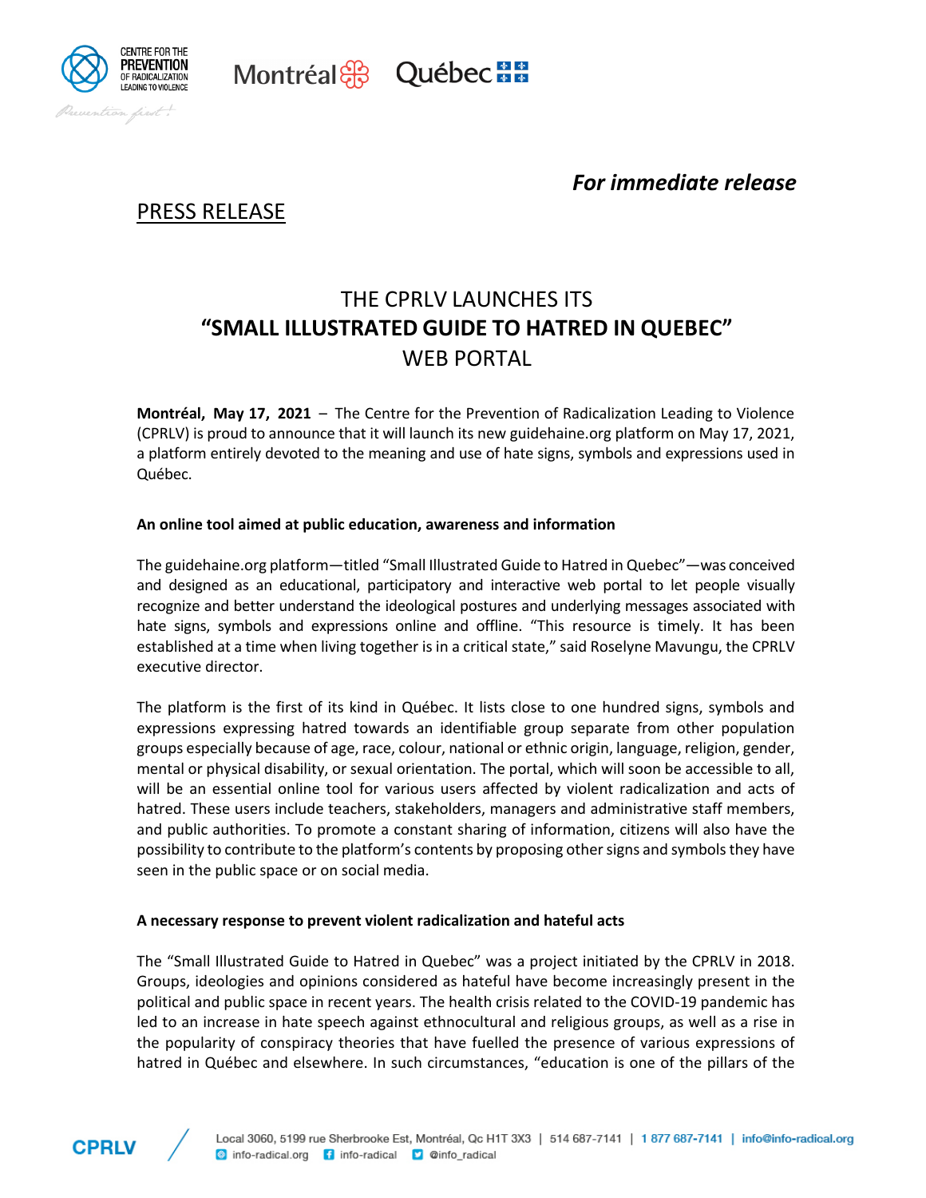*For immediate release*

PRESS RELEASE

# THE CPRLV LAUNCHES ITS **"SMALL ILLUSTRATED GUIDE TO HATRED IN QUEBEC"** WEB PORTAL

**Montréal, May 17, 2021** – The Centre for the Prevention of Radicalization Leading to Violence (CPRLV) is proud to announce that it will launch its new guidehaine.org platform on May 17, 2021, a platform entirely devoted to the meaning and use of hate signs, symbols and expressions used in Québec.

**An online tool aimed at public education, awareness and information**

The guidehaine.org platform—titled "Small Illustrated Guide to Hatred in Quebec"—was conceived and designed as an educational, participatory and interactive web portal to let people visually recognize and better understand the ideological postures and underlying messages associated with hate signs, symbols and expressions online and offline. "This resource is timely. It has been established at a time when living together is in a critical state," said Roselyne Mavungu, the CPRLV executive director.

The platform is the first of its kind in Québec. It lists close to one hundred signs, symbols and expressions expressing hatred towards an identifiable group separate from other population groups especially because of age, race, colour, national or ethnic origin, language, religion, gender, mental or physical disability, or sexual orientation. The portal, which will soon be accessible to all, will be an essential online tool for various users affected by violent radicalization and acts of hatred. These users include teachers, stakeholders, managers and administrative staff members, and public authorities. To promote a constant sharing of information, citizens will also have the possibility to contribute to the platform's contents by proposing other signs and symbols they have seen in the public space or on social media.

**A necessary response to prevent violent radicalization and hateful acts**

The "Small Illustrated Guide to Hatred in Quebec" was a project initiated by the CPRLV in 2018. Groups, ideologies and opinions considered as hateful have become increasingly present in the political and public space in recent years. The health crisis related to the COVID-19 pandemic has led to an increase in hate speech against ethnocultural and religious groups, as well as a rise in the popularity of conspiracy theories that have fuelled the presence of various expressions of hatred in Québec and elsewhere. In such circumstances, "education is one of the pillars of the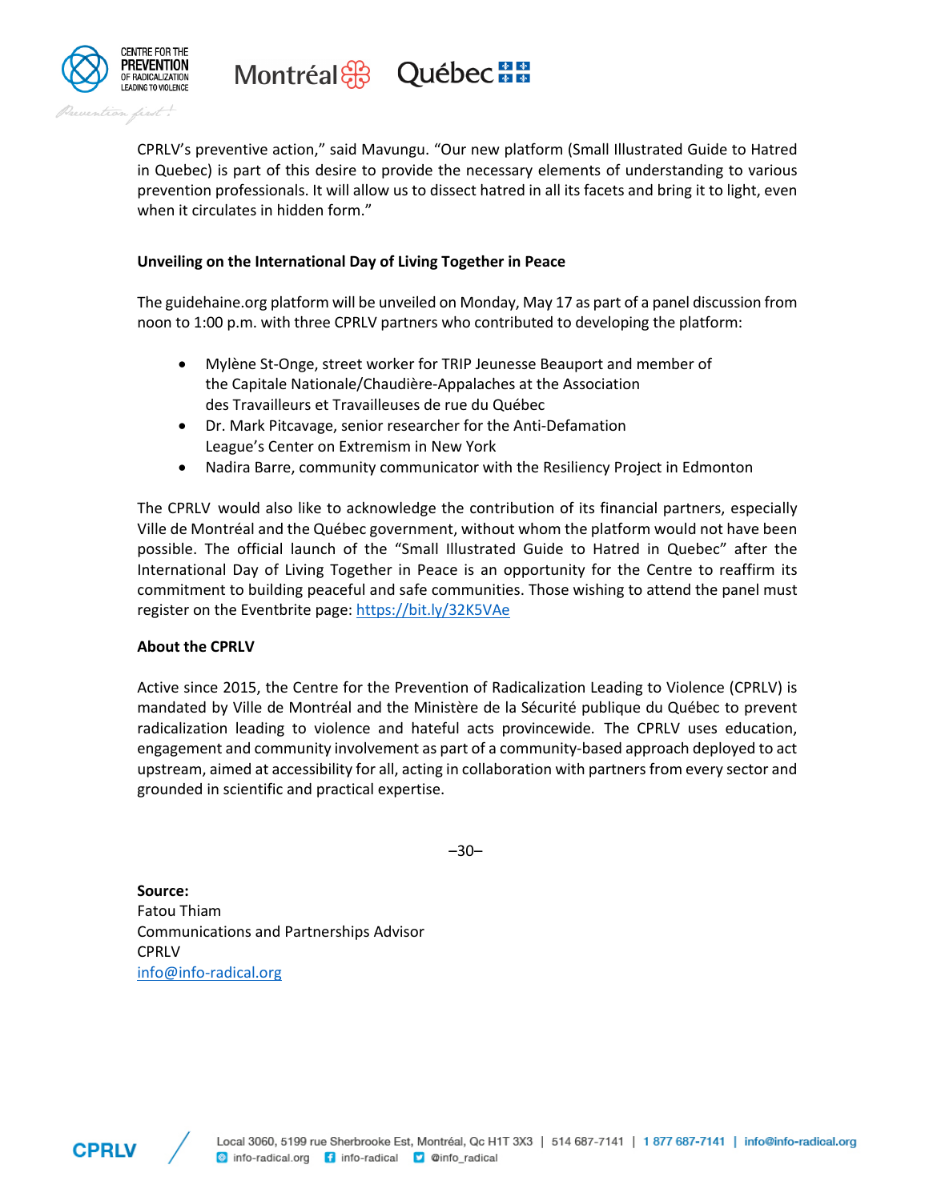CPRLV's preventive action," said Mavungu. "Our new platform (Small Illustrated Guide to Hatred in Quebec) is part of this desire to provide the necessary elements of understanding to various prevention professionals. It will allow us to dissect hatred in all its facets and bring it to light, even when it circulates in hidden form."

**Unveiling on the International Day of Living Together in Peace**

The guidehaine.org platform will be unveiled on Monday, May 17 as part of a panel discussion from noon to 1:00 p.m. with three CPRLV partners who contributed to developing the platform:

- Mylène St-Onge, street worker for TRIP Jeunesse Beauport and member of the Capitale Nationale/Chaudière-Appalaches at the Association des Travailleurs et Travailleuses de rue du Québec
- Dr. Mark Pitcavage, senior researcher for the Anti-Defamation League's Center on Extremism in New York
- Nadira Barre, community communicator with the Resiliency Project in Edmonton

The CPRLV would also like to acknowledge the contribution of its financial partners, especially Ville de Montréal and the Québec government, without whom the platform would not have been possible. The official launch of the "Small Illustrated Guide to Hatred in Quebec" after the International Day of Living Together in Peace is an opportunity for the Centre to reaffirm its commitment to building peaceful and safe communities. Those wishing to attend the panel must register on the Eventbrite page: https://bit.ly/32K5VAe

**About the CPRLV**

Active since 2015, the Centre for the Prevention of Radicalization Leading to Violence (CPRLV) is mandated by Ville de Montréal and the Ministère de la Sécurité publique du Québec to prevent radicalization leading to violence and hateful acts provincewide. The CPRLV uses education, engagement and community involvement as part of a community-based approach deployed to act upstream, aimed at accessibility for all, acting in collaboration with partners from every sector and grounded in scientific and practical expertise.

–30–

**Source:**
Fatou Thiam
Communications and Partnerships Advisor
CPRLV
info@info-radical.org